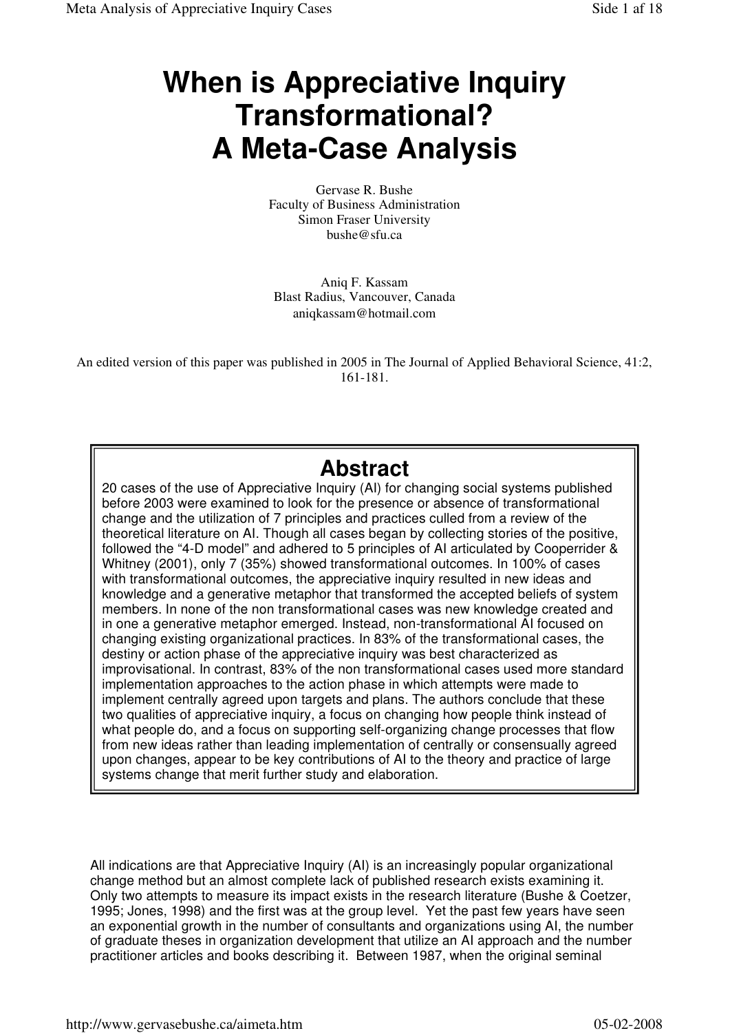# When is Appreciative Inquiry Transformational? A Meta-Case Analysis

Gervase R. Bushe
Faculty of Business Administration
Simon Fraser University
bushe@sfu.ca

Aniq F. Kassam
Blast Radius, Vancouver, Canada
aniqkassam@hotmail.com

An edited version of this paper was published in 2005 in The Journal of Applied Behavioral Science, 41:2, 161-181.

## Abstract

20 cases of the use of Appreciative Inquiry (AI) for changing social systems published before 2003 were examined to look for the presence or absence of transformational change and the utilization of 7 principles and practices culled from a review of the theoretical literature on AI. Though all cases began by collecting stories of the positive, followed the "4-D model" and adhered to 5 principles of AI articulated by Cooperrider & Whitney (2001), only 7 (35%) showed transformational outcomes. In 100% of cases with transformational outcomes, the appreciative inquiry resulted in new ideas and knowledge and a generative metaphor that transformed the accepted beliefs of system members. In none of the non transformational cases was new knowledge created and in one a generative metaphor emerged. Instead, non-transformational AI focused on changing existing organizational practices. In 83% of the transformational cases, the destiny or action phase of the appreciative inquiry was best characterized as improvisational. In contrast, 83% of the non transformational cases used more standard implementation approaches to the action phase in which attempts were made to implement centrally agreed upon targets and plans. The authors conclude that these two qualities of appreciative inquiry, a focus on changing how people think instead of what people do, and a focus on supporting self-organizing change processes that flow from new ideas rather than leading implementation of centrally or consensually agreed upon changes, appear to be key contributions of AI to the theory and practice of large systems change that merit further study and elaboration.

All indications are that Appreciative Inquiry (AI) is an increasingly popular organizational change method but an almost complete lack of published research exists examining it. Only two attempts to measure its impact exists in the research literature (Bushe & Coetzer, 1995; Jones, 1998) and the first was at the group level. Yet the past few years have seen an exponential growth in the number of consultants and organizations using AI, the number of graduate theses in organization development that utilize an AI approach and the number practitioner articles and books describing it. Between 1987, when the original seminal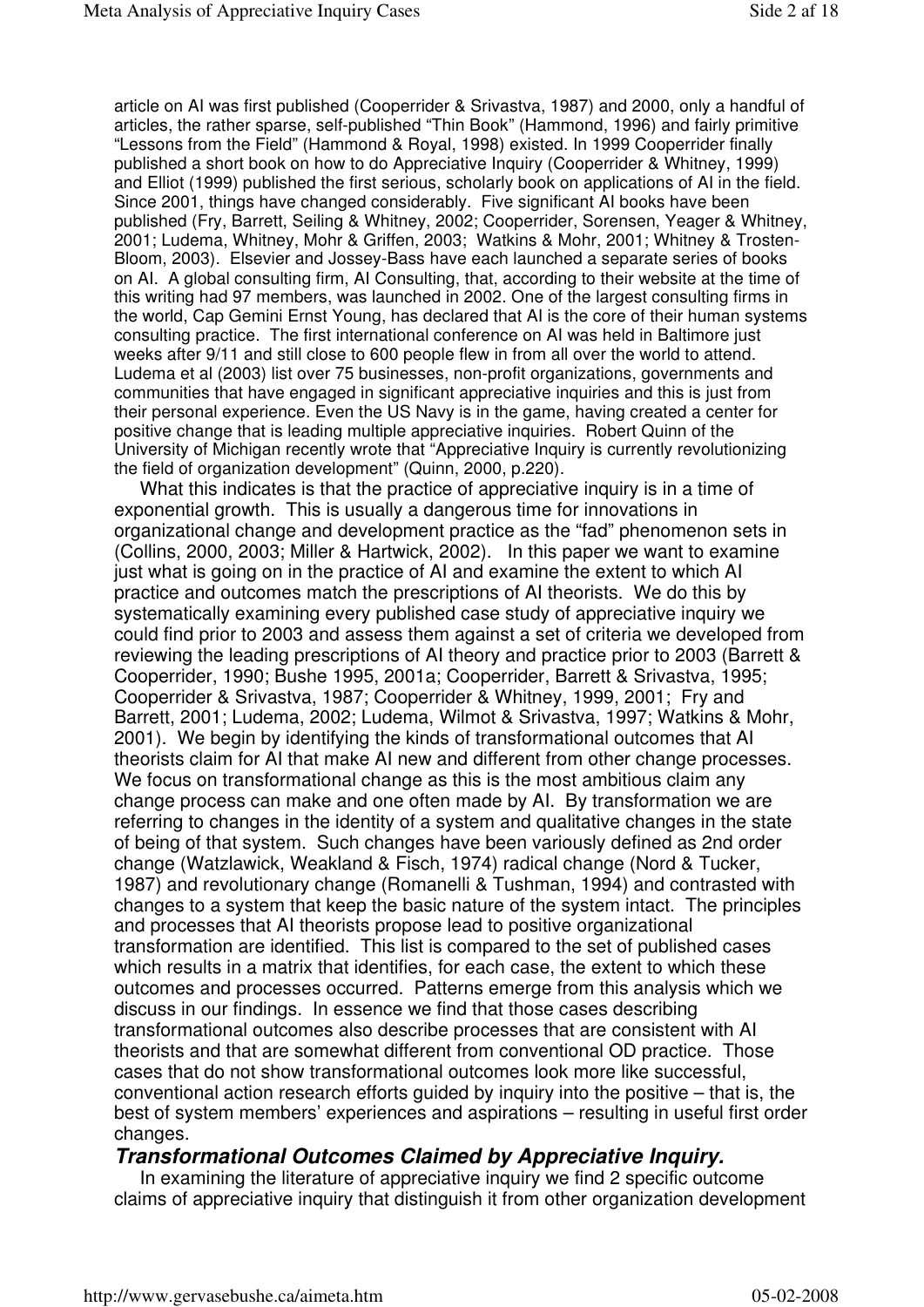article on AI was first published (Cooperrider & Srivastva, 1987) and 2000, only a handful of articles, the rather sparse, self-published "Thin Book" (Hammond, 1996) and fairly primitive "Lessons from the Field" (Hammond & Royal, 1998) existed. In 1999 Cooperrider finally published a short book on how to do Appreciative Inquiry (Cooperrider & Whitney, 1999) and Elliot (1999) published the first serious, scholarly book on applications of AI in the field. Since 2001, things have changed considerably. Five significant AI books have been published (Fry, Barrett, Seiling & Whitney, 2002; Cooperrider, Sorensen, Yeager & Whitney, 2001; Ludema, Whitney, Mohr & Griffen, 2003; Watkins & Mohr, 2001; Whitney & Trosten-Bloom, 2003). Elsevier and Jossey-Bass have each launched a separate series of books on AI. A global consulting firm, AI Consulting, that, according to their website at the time of this writing had 97 members, was launched in 2002. One of the largest consulting firms in the world, Cap Gemini Ernst Young, has declared that AI is the core of their human systems consulting practice. The first international conference on AI was held in Baltimore just weeks after 9/11 and still close to 600 people flew in from all over the world to attend. Ludema et al (2003) list over 75 businesses, non-profit organizations, governments and communities that have engaged in significant appreciative inquiries and this is just from their personal experience. Even the US Navy is in the game, having created a center for positive change that is leading multiple appreciative inquiries. Robert Quinn of the University of Michigan recently wrote that "Appreciative Inquiry is currently revolutionizing the field of organization development" (Quinn, 2000, p.220).

What this indicates is that the practice of appreciative inquiry is in a time of exponential growth. This is usually a dangerous time for innovations in organizational change and development practice as the "fad" phenomenon sets in (Collins, 2000, 2003; Miller & Hartwick, 2002). In this paper we want to examine just what is going on in the practice of AI and examine the extent to which AI practice and outcomes match the prescriptions of AI theorists. We do this by systematically examining every published case study of appreciative inquiry we could find prior to 2003 and assess them against a set of criteria we developed from reviewing the leading prescriptions of AI theory and practice prior to 2003 (Barrett & Cooperrider, 1990; Bushe 1995, 2001a; Cooperrider, Barrett & Srivastva, 1995; Cooperrider & Srivastva, 1987; Cooperrider & Whitney, 1999, 2001; Fry and Barrett, 2001; Ludema, 2002; Ludema, Wilmot & Srivastva, 1997; Watkins & Mohr, 2001). We begin by identifying the kinds of transformational outcomes that AI theorists claim for AI that make AI new and different from other change processes. We focus on transformational change as this is the most ambitious claim any change process can make and one often made by AI. By transformation we are referring to changes in the identity of a system and qualitative changes in the state of being of that system. Such changes have been variously defined as 2nd order change (Watzlawick, Weakland & Fisch, 1974) radical change (Nord & Tucker, 1987) and revolutionary change (Romanelli & Tushman, 1994) and contrasted with changes to a system that keep the basic nature of the system intact. The principles and processes that AI theorists propose lead to positive organizational transformation are identified. This list is compared to the set of published cases which results in a matrix that identifies, for each case, the extent to which these outcomes and processes occurred. Patterns emerge from this analysis which we discuss in our findings. In essence we find that those cases describing transformational outcomes also describe processes that are consistent with AI theorists and that are somewhat different from conventional OD practice. Those cases that do not show transformational outcomes look more like successful, conventional action research efforts guided by inquiry into the positive – that is, the best of system members' experiences and aspirations – resulting in useful first order changes.

## *Transformational Outcomes Claimed by Appreciative Inquiry.*

In examining the literature of appreciative inquiry we find 2 specific outcome claims of appreciative inquiry that distinguish it from other organization development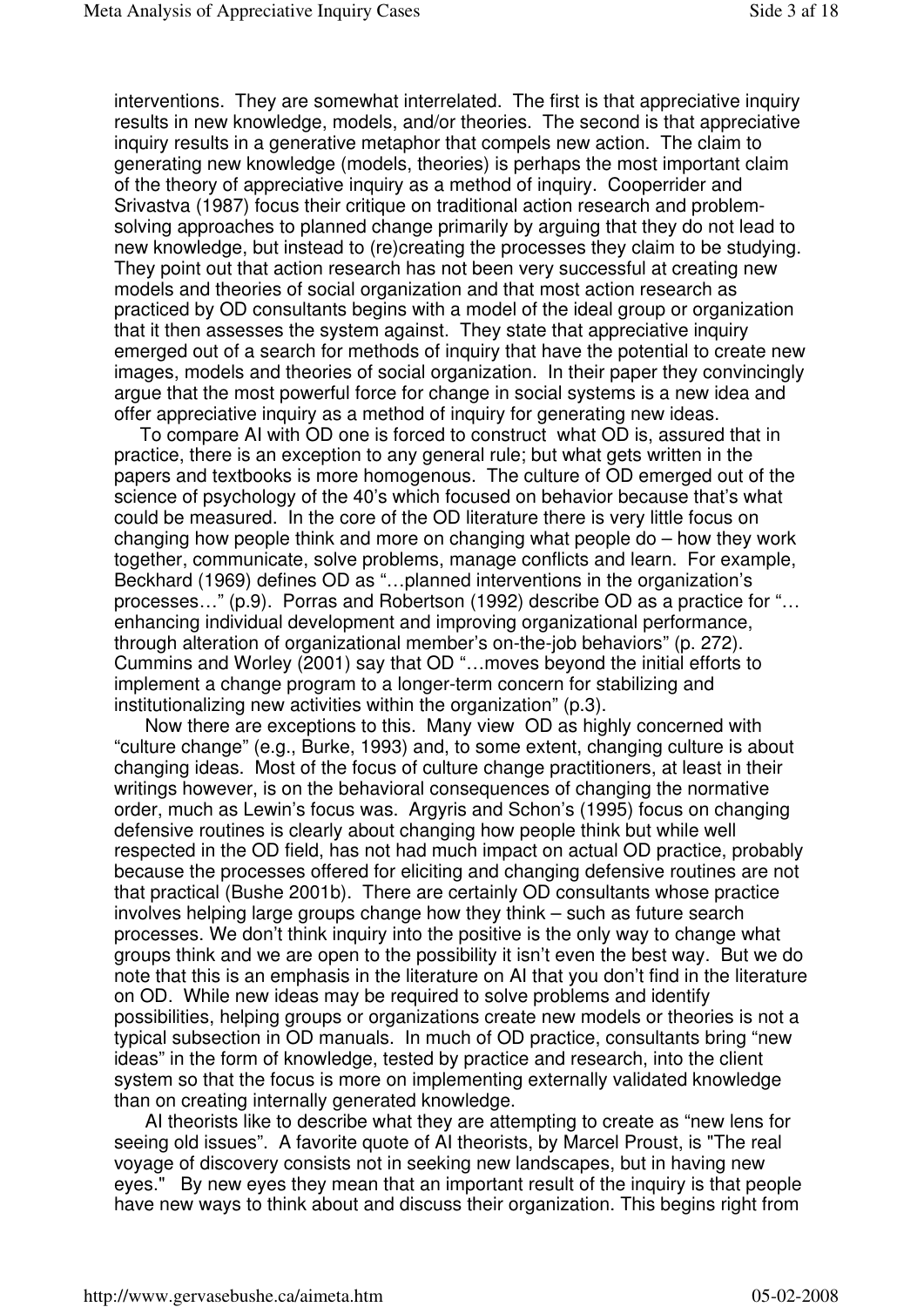interventions. They are somewhat interrelated. The first is that appreciative inquiry results in new knowledge, models, and/or theories. The second is that appreciative inquiry results in a generative metaphor that compels new action. The claim to generating new knowledge (models, theories) is perhaps the most important claim of the theory of appreciative inquiry as a method of inquiry. Cooperrider and Srivastva (1987) focus their critique on traditional action research and problem-solving approaches to planned change primarily by arguing that they do not lead to new knowledge, but instead to (re)creating the processes they claim to be studying. They point out that action research has not been very successful at creating new models and theories of social organization and that most action research as practiced by OD consultants begins with a model of the ideal group or organization that it then assesses the system against. They state that appreciative inquiry emerged out of a search for methods of inquiry that have the potential to create new images, models and theories of social organization. In their paper they convincingly argue that the most powerful force for change in social systems is a new idea and offer appreciative inquiry as a method of inquiry for generating new ideas.

To compare AI with OD one is forced to construct what OD is, assured that in practice, there is an exception to any general rule; but what gets written in the papers and textbooks is more homogenous. The culture of OD emerged out of the science of psychology of the 40's which focused on behavior because that's what could be measured. In the core of the OD literature there is very little focus on changing how people think and more on changing what people do – how they work together, communicate, solve problems, manage conflicts and learn. For example, Beckhard (1969) defines OD as "…planned interventions in the organization's processes…" (p.9). Porras and Robertson (1992) describe OD as a practice for "…enhancing individual development and improving organizational performance, through alteration of organizational member's on-the-job behaviors" (p. 272). Cummins and Worley (2001) say that OD "…moves beyond the initial efforts to implement a change program to a longer-term concern for stabilizing and institutionalizing new activities within the organization" (p.3).

Now there are exceptions to this. Many view OD as highly concerned with "culture change" (e.g., Burke, 1993) and, to some extent, changing culture is about changing ideas. Most of the focus of culture change practitioners, at least in their writings however, is on the behavioral consequences of changing the normative order, much as Lewin's focus was. Argyris and Schon's (1995) focus on changing defensive routines is clearly about changing how people think but while well respected in the OD field, has not had much impact on actual OD practice, probably because the processes offered for eliciting and changing defensive routines are not that practical (Bushe 2001b). There are certainly OD consultants whose practice involves helping large groups change how they think – such as future search processes. We don't think inquiry into the positive is the only way to change what groups think and we are open to the possibility it isn't even the best way. But we do note that this is an emphasis in the literature on AI that you don't find in the literature on OD. While new ideas may be required to solve problems and identify possibilities, helping groups or organizations create new models or theories is not a typical subsection in OD manuals. In much of OD practice, consultants bring "new ideas" in the form of knowledge, tested by practice and research, into the client system so that the focus is more on implementing externally validated knowledge than on creating internally generated knowledge.

AI theorists like to describe what they are attempting to create as "new lens for seeing old issues". A favorite quote of AI theorists, by Marcel Proust, is "The real voyage of discovery consists not in seeking new landscapes, but in having new eyes." By new eyes they mean that an important result of the inquiry is that people have new ways to think about and discuss their organization. This begins right from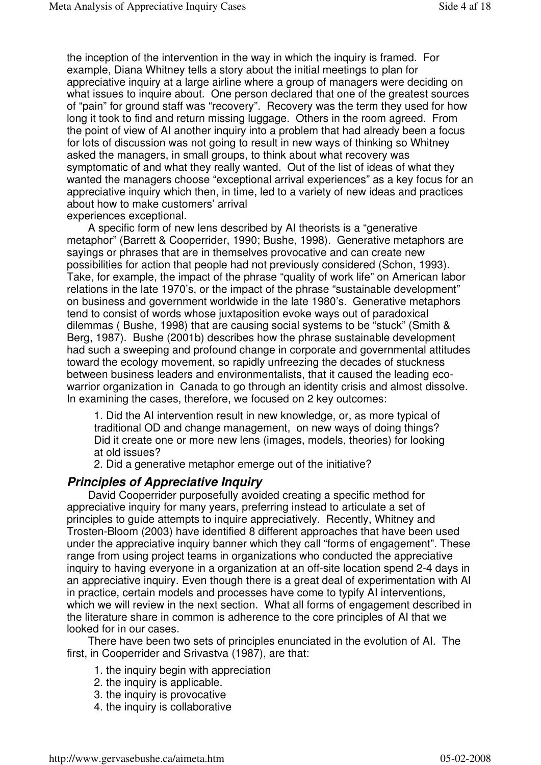the inception of the intervention in the way in which the inquiry is framed. For example, Diana Whitney tells a story about the initial meetings to plan for appreciative inquiry at a large airline where a group of managers were deciding on what issues to inquire about. One person declared that one of the greatest sources of "pain" for ground staff was "recovery". Recovery was the term they used for how long it took to find and return missing luggage. Others in the room agreed. From the point of view of AI another inquiry into a problem that had already been a focus for lots of discussion was not going to result in new ways of thinking so Whitney asked the managers, in small groups, to think about what recovery was symptomatic of and what they really wanted. Out of the list of ideas of what they wanted the managers choose "exceptional arrival experiences" as a key focus for an appreciative inquiry which then, in time, led to a variety of new ideas and practices about how to make customers' arrival experiences exceptional.

A specific form of new lens described by AI theorists is a "generative metaphor" (Barrett & Cooperrider, 1990; Bushe, 1998). Generative metaphors are sayings or phrases that are in themselves provocative and can create new possibilities for action that people had not previously considered (Schon, 1993). Take, for example, the impact of the phrase "quality of work life" on American labor relations in the late 1970's, or the impact of the phrase "sustainable development" on business and government worldwide in the late 1980's. Generative metaphors tend to consist of words whose juxtaposition evoke ways out of paradoxical dilemmas ( Bushe, 1998) that are causing social systems to be "stuck" (Smith & Berg, 1987). Bushe (2001b) describes how the phrase sustainable development had such a sweeping and profound change in corporate and governmental attitudes toward the ecology movement, so rapidly unfreezing the decades of stuckness between business leaders and environmentalists, that it caused the leading eco-warrior organization in Canada to go through an identity crisis and almost dissolve. In examining the cases, therefore, we focused on 2 key outcomes:

1. Did the AI intervention result in new knowledge, or, as more typical of traditional OD and change management, on new ways of doing things? Did it create one or more new lens (images, models, theories) for looking at old issues?
2. Did a generative metaphor emerge out of the initiative?

### *Principles of Appreciative Inquiry*

David Cooperrider purposefully avoided creating a specific method for appreciative inquiry for many years, preferring instead to articulate a set of principles to guide attempts to inquire appreciatively. Recently, Whitney and Trosten-Bloom (2003) have identified 8 different approaches that have been used under the appreciative inquiry banner which they call "forms of engagement". These range from using project teams in organizations who conducted the appreciative inquiry to having everyone in a organization at an off-site location spend 2-4 days in an appreciative inquiry. Even though there is a great deal of experimentation with AI in practice, certain models and processes have come to typify AI interventions, which we will review in the next section. What all forms of engagement described in the literature share in common is adherence to the core principles of AI that we looked for in our cases.

There have been two sets of principles enunciated in the evolution of AI. The first, in Cooperrider and Srivastva (1987), are that:

1. the inquiry begin with appreciation
2. the inquiry is applicable.
3. the inquiry is provocative
4. the inquiry is collaborative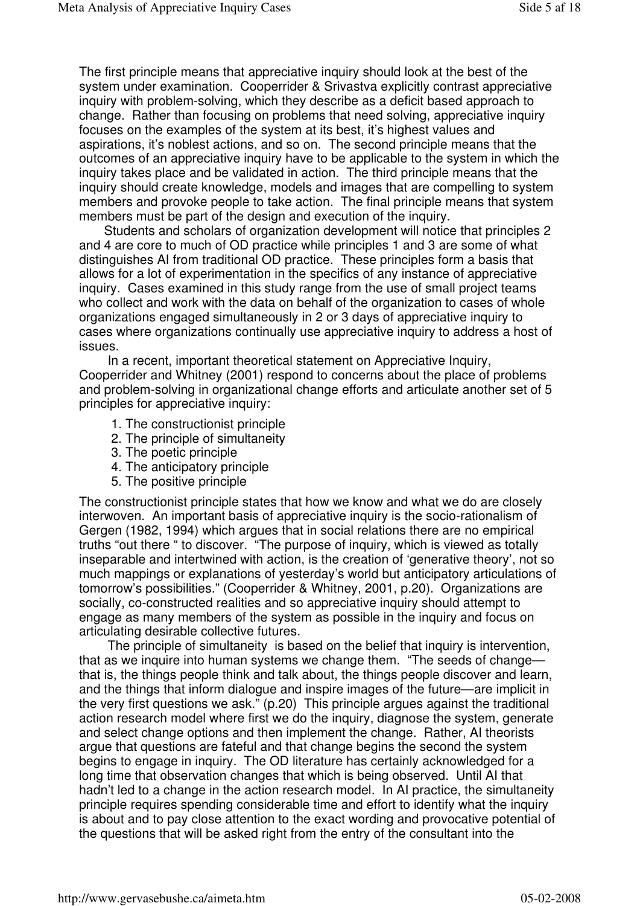The first principle means that appreciative inquiry should look at the best of the system under examination. Cooperrider & Srivastva explicitly contrast appreciative inquiry with problem-solving, which they describe as a deficit based approach to change. Rather than focusing on problems that need solving, appreciative inquiry focuses on the examples of the system at its best, it's highest values and aspirations, it's noblest actions, and so on. The second principle means that the outcomes of an appreciative inquiry have to be applicable to the system in which the inquiry takes place and be validated in action. The third principle means that the inquiry should create knowledge, models and images that are compelling to system members and provoke people to take action. The final principle means that system members must be part of the design and execution of the inquiry.

Students and scholars of organization development will notice that principles 2 and 4 are core to much of OD practice while principles 1 and 3 are some of what distinguishes AI from traditional OD practice. These principles form a basis that allows for a lot of experimentation in the specifics of any instance of appreciative inquiry. Cases examined in this study range from the use of small project teams who collect and work with the data on behalf of the organization to cases of whole organizations engaged simultaneously in 2 or 3 days of appreciative inquiry to cases where organizations continually use appreciative inquiry to address a host of issues.

In a recent, important theoretical statement on Appreciative Inquiry, Cooperrider and Whitney (2001) respond to concerns about the place of problems and problem-solving in organizational change efforts and articulate another set of 5 principles for appreciative inquiry:

1. The constructionist principle
2. The principle of simultaneity
3. The poetic principle
4. The anticipatory principle
5. The positive principle

The constructionist principle states that how we know and what we do are closely interwoven. An important basis of appreciative inquiry is the socio-rationalism of Gergen (1982, 1994) which argues that in social relations there are no empirical truths "out there " to discover. "The purpose of inquiry, which is viewed as totally inseparable and intertwined with action, is the creation of 'generative theory', not so much mappings or explanations of yesterday's world but anticipatory articulations of tomorrow's possibilities." (Cooperrider & Whitney, 2001, p.20). Organizations are socially, co-constructed realities and so appreciative inquiry should attempt to engage as many members of the system as possible in the inquiry and focus on articulating desirable collective futures.

The principle of simultaneity is based on the belief that inquiry is intervention, that as we inquire into human systems we change them. "The seeds of change— that is, the things people think and talk about, the things people discover and learn, and the things that inform dialogue and inspire images of the future—are implicit in the very first questions we ask." (p.20) This principle argues against the traditional action research model where first we do the inquiry, diagnose the system, generate and select change options and then implement the change. Rather, AI theorists argue that questions are fateful and that change begins the second the system begins to engage in inquiry. The OD literature has certainly acknowledged for a long time that observation changes that which is being observed. Until AI that hadn't led to a change in the action research model. In AI practice, the simultaneity principle requires spending considerable time and effort to identify what the inquiry is about and to pay close attention to the exact wording and provocative potential of the questions that will be asked right from the entry of the consultant into the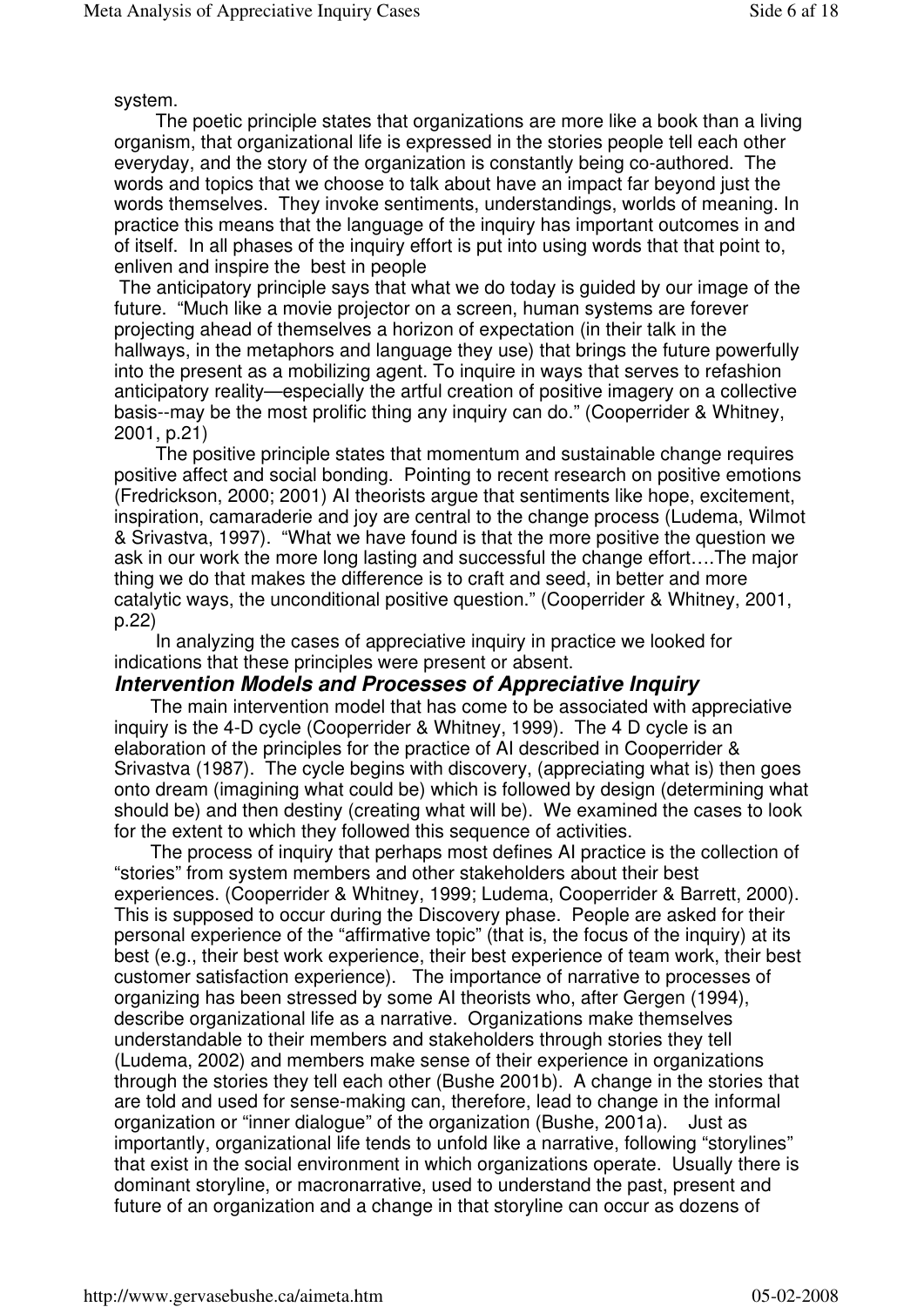system.

The poetic principle states that organizations are more like a book than a living organism, that organizational life is expressed in the stories people tell each other everyday, and the story of the organization is constantly being co-authored. The words and topics that we choose to talk about have an impact far beyond just the words themselves. They invoke sentiments, understandings, worlds of meaning. In practice this means that the language of the inquiry has important outcomes in and of itself. In all phases of the inquiry effort is put into using words that that point to, enliven and inspire the best in people

The anticipatory principle says that what we do today is guided by our image of the future. "Much like a movie projector on a screen, human systems are forever projecting ahead of themselves a horizon of expectation (in their talk in the hallways, in the metaphors and language they use) that brings the future powerfully into the present as a mobilizing agent. To inquire in ways that serves to refashion anticipatory reality—especially the artful creation of positive imagery on a collective basis--may be the most prolific thing any inquiry can do." (Cooperrider & Whitney, 2001, p.21)

The positive principle states that momentum and sustainable change requires positive affect and social bonding. Pointing to recent research on positive emotions (Fredrickson, 2000; 2001) AI theorists argue that sentiments like hope, excitement, inspiration, camaraderie and joy are central to the change process (Ludema, Wilmot & Srivastva, 1997). "What we have found is that the more positive the question we ask in our work the more long lasting and successful the change effort….The major thing we do that makes the difference is to craft and seed, in better and more catalytic ways, the unconditional positive question." (Cooperrider & Whitney, 2001, p.22)

In analyzing the cases of appreciative inquiry in practice we looked for indications that these principles were present or absent.

## *Intervention Models and Processes of Appreciative Inquiry*

The main intervention model that has come to be associated with appreciative inquiry is the 4-D cycle (Cooperrider & Whitney, 1999). The 4 D cycle is an elaboration of the principles for the practice of AI described in Cooperrider & Srivastva (1987). The cycle begins with discovery, (appreciating what is) then goes onto dream (imagining what could be) which is followed by design (determining what should be) and then destiny (creating what will be). We examined the cases to look for the extent to which they followed this sequence of activities.

The process of inquiry that perhaps most defines AI practice is the collection of "stories" from system members and other stakeholders about their best experiences. (Cooperrider & Whitney, 1999; Ludema, Cooperrider & Barrett, 2000). This is supposed to occur during the Discovery phase. People are asked for their personal experience of the "affirmative topic" (that is, the focus of the inquiry) at its best (e.g., their best work experience, their best experience of team work, their best customer satisfaction experience). The importance of narrative to processes of organizing has been stressed by some AI theorists who, after Gergen (1994), describe organizational life as a narrative. Organizations make themselves understandable to their members and stakeholders through stories they tell (Ludema, 2002) and members make sense of their experience in organizations through the stories they tell each other (Bushe 2001b). A change in the stories that are told and used for sense-making can, therefore, lead to change in the informal organization or "inner dialogue" of the organization (Bushe, 2001a). Just as importantly, organizational life tends to unfold like a narrative, following "storylines" that exist in the social environment in which organizations operate. Usually there is dominant storyline, or macronarrative, used to understand the past, present and future of an organization and a change in that storyline can occur as dozens of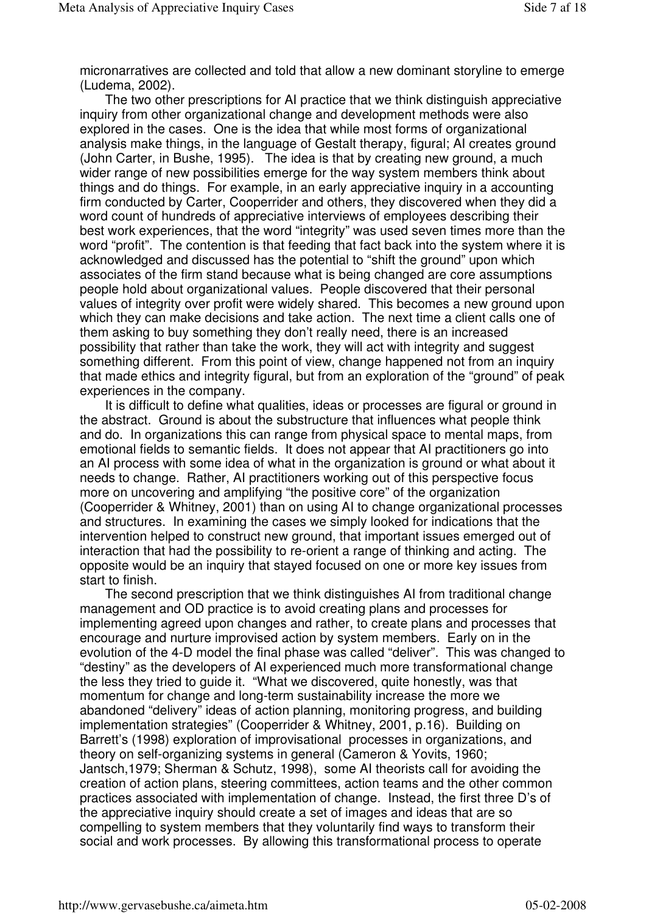micronarratives are collected and told that allow a new dominant storyline to emerge (Ludema, 2002).

The two other prescriptions for AI practice that we think distinguish appreciative inquiry from other organizational change and development methods were also explored in the cases. One is the idea that while most forms of organizational analysis make things, in the language of Gestalt therapy, figural; AI creates ground (John Carter, in Bushe, 1995). The idea is that by creating new ground, a much wider range of new possibilities emerge for the way system members think about things and do things. For example, in an early appreciative inquiry in a accounting firm conducted by Carter, Cooperrider and others, they discovered when they did a word count of hundreds of appreciative interviews of employees describing their best work experiences, that the word "integrity" was used seven times more than the word "profit". The contention is that feeding that fact back into the system where it is acknowledged and discussed has the potential to "shift the ground" upon which associates of the firm stand because what is being changed are core assumptions people hold about organizational values. People discovered that their personal values of integrity over profit were widely shared. This becomes a new ground upon which they can make decisions and take action. The next time a client calls one of them asking to buy something they don't really need, there is an increased possibility that rather than take the work, they will act with integrity and suggest something different. From this point of view, change happened not from an inquiry that made ethics and integrity figural, but from an exploration of the "ground" of peak experiences in the company.

It is difficult to define what qualities, ideas or processes are figural or ground in the abstract. Ground is about the substructure that influences what people think and do. In organizations this can range from physical space to mental maps, from emotional fields to semantic fields. It does not appear that AI practitioners go into an AI process with some idea of what in the organization is ground or what about it needs to change. Rather, AI practitioners working out of this perspective focus more on uncovering and amplifying "the positive core" of the organization (Cooperrider & Whitney, 2001) than on using AI to change organizational processes and structures. In examining the cases we simply looked for indications that the intervention helped to construct new ground, that important issues emerged out of interaction that had the possibility to re-orient a range of thinking and acting. The opposite would be an inquiry that stayed focused on one or more key issues from start to finish.

The second prescription that we think distinguishes AI from traditional change management and OD practice is to avoid creating plans and processes for implementing agreed upon changes and rather, to create plans and processes that encourage and nurture improvised action by system members. Early on in the evolution of the 4-D model the final phase was called "deliver". This was changed to "destiny" as the developers of AI experienced much more transformational change the less they tried to guide it. "What we discovered, quite honestly, was that momentum for change and long-term sustainability increase the more we abandoned "delivery" ideas of action planning, monitoring progress, and building implementation strategies" (Cooperrider & Whitney, 2001, p.16). Building on Barrett's (1998) exploration of improvisational processes in organizations, and theory on self-organizing systems in general (Cameron & Yovits, 1960; Jantsch,1979; Sherman & Schutz, 1998), some AI theorists call for avoiding the creation of action plans, steering committees, action teams and the other common practices associated with implementation of change. Instead, the first three D's of the appreciative inquiry should create a set of images and ideas that are so compelling to system members that they voluntarily find ways to transform their social and work processes. By allowing this transformational process to operate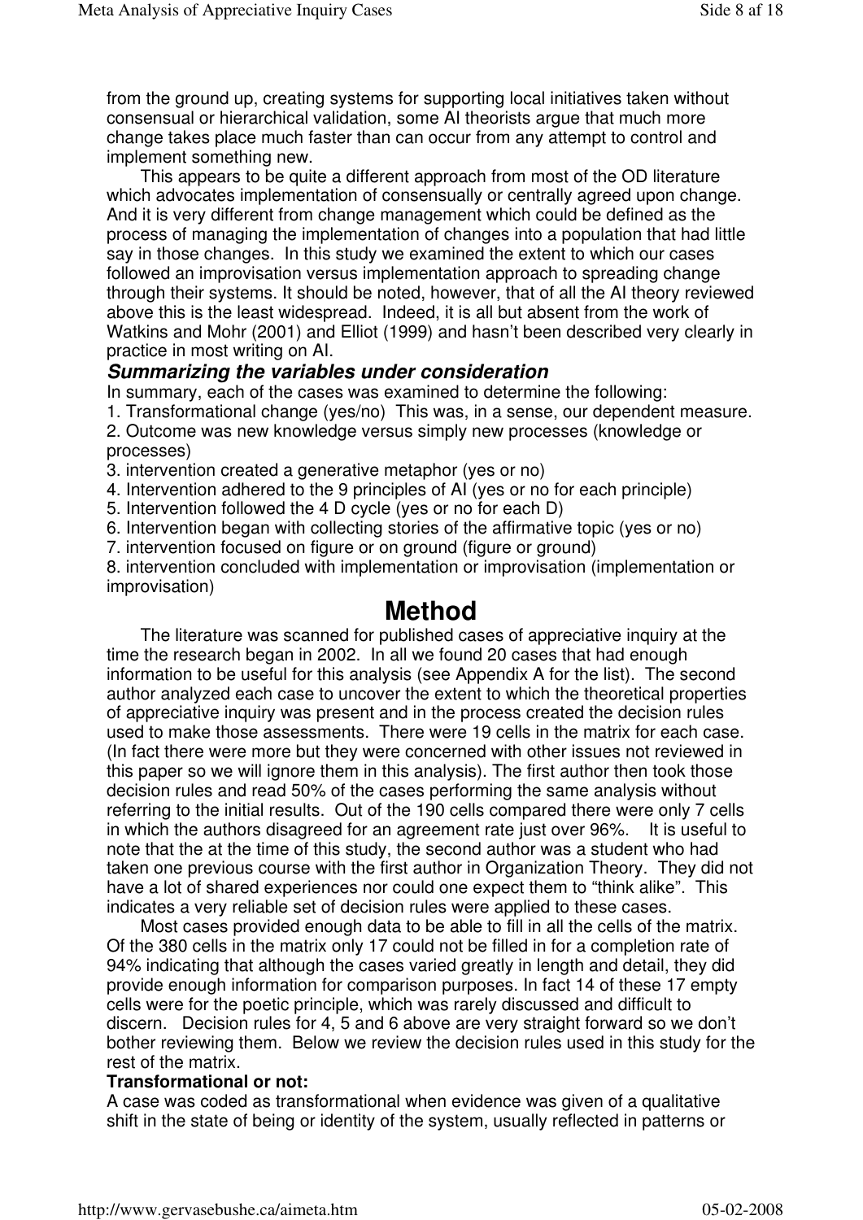from the ground up, creating systems for supporting local initiatives taken without consensual or hierarchical validation, some AI theorists argue that much more change takes place much faster than can occur from any attempt to control and implement something new.

This appears to be quite a different approach from most of the OD literature which advocates implementation of consensually or centrally agreed upon change. And it is very different from change management which could be defined as the process of managing the implementation of changes into a population that had little say in those changes. In this study we examined the extent to which our cases followed an improvisation versus implementation approach to spreading change through their systems. It should be noted, however, that of all the AI theory reviewed above this is the least widespread. Indeed, it is all but absent from the work of Watkins and Mohr (2001) and Elliot (1999) and hasn't been described very clearly in practice in most writing on AI.

### *Summarizing the variables under consideration*

In summary, each of the cases was examined to determine the following:

1. Transformational change (yes/no) This was, in a sense, our dependent measure.
2. Outcome was new knowledge versus simply new processes (knowledge or processes)
3. intervention created a generative metaphor (yes or no)
4. Intervention adhered to the 9 principles of AI (yes or no for each principle)
5. Intervention followed the 4 D cycle (yes or no for each D)
6. Intervention began with collecting stories of the affirmative topic (yes or no)
7. intervention focused on figure or on ground (figure or ground)
8. intervention concluded with implementation or improvisation (implementation or improvisation)

# Method

The literature was scanned for published cases of appreciative inquiry at the time the research began in 2002. In all we found 20 cases that had enough information to be useful for this analysis (see Appendix A for the list). The second author analyzed each case to uncover the extent to which the theoretical properties of appreciative inquiry was present and in the process created the decision rules used to make those assessments. There were 19 cells in the matrix for each case. (In fact there were more but they were concerned with other issues not reviewed in this paper so we will ignore them in this analysis). The first author then took those decision rules and read 50% of the cases performing the same analysis without referring to the initial results. Out of the 190 cells compared there were only 7 cells in which the authors disagreed for an agreement rate just over 96%. It is useful to note that the at the time of this study, the second author was a student who had taken one previous course with the first author in Organization Theory. They did not have a lot of shared experiences nor could one expect them to "think alike". This indicates a very reliable set of decision rules were applied to these cases.

Most cases provided enough data to be able to fill in all the cells of the matrix. Of the 380 cells in the matrix only 17 could not be filled in for a completion rate of 94% indicating that although the cases varied greatly in length and detail, they did provide enough information for comparison purposes. In fact 14 of these 17 empty cells were for the poetic principle, which was rarely discussed and difficult to discern. Decision rules for 4, 5 and 6 above are very straight forward so we don't bother reviewing them. Below we review the decision rules used in this study for the rest of the matrix.

**Transformational or not:**

A case was coded as transformational when evidence was given of a qualitative shift in the state of being or identity of the system, usually reflected in patterns or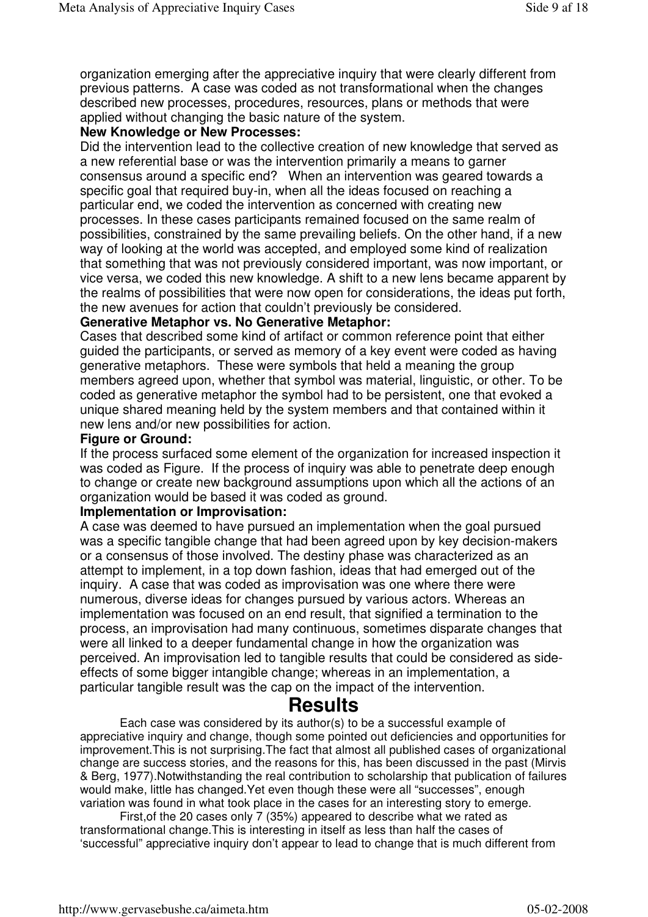organization emerging after the appreciative inquiry that were clearly different from previous patterns. A case was coded as not transformational when the changes described new processes, procedures, resources, plans or methods that were applied without changing the basic nature of the system.

**New Knowledge or New Processes:**

Did the intervention lead to the collective creation of new knowledge that served as a new referential base or was the intervention primarily a means to garner consensus around a specific end? When an intervention was geared towards a specific goal that required buy-in, when all the ideas focused on reaching a particular end, we coded the intervention as concerned with creating new processes. In these cases participants remained focused on the same realm of possibilities, constrained by the same prevailing beliefs. On the other hand, if a new way of looking at the world was accepted, and employed some kind of realization that something that was not previously considered important, was now important, or vice versa, we coded this new knowledge. A shift to a new lens became apparent by the realms of possibilities that were now open for considerations, the ideas put forth, the new avenues for action that couldn't previously be considered.

**Generative Metaphor vs. No Generative Metaphor:**

Cases that described some kind of artifact or common reference point that either guided the participants, or served as memory of a key event were coded as having generative metaphors. These were symbols that held a meaning the group members agreed upon, whether that symbol was material, linguistic, or other. To be coded as generative metaphor the symbol had to be persistent, one that evoked a unique shared meaning held by the system members and that contained within it new lens and/or new possibilities for action.

**Figure or Ground:**

If the process surfaced some element of the organization for increased inspection it was coded as Figure. If the process of inquiry was able to penetrate deep enough to change or create new background assumptions upon which all the actions of an organization would be based it was coded as ground.

**Implementation or Improvisation:**

A case was deemed to have pursued an implementation when the goal pursued was a specific tangible change that had been agreed upon by key decision-makers or a consensus of those involved. The destiny phase was characterized as an attempt to implement, in a top down fashion, ideas that had emerged out of the inquiry. A case that was coded as improvisation was one where there were numerous, diverse ideas for changes pursued by various actors. Whereas an implementation was focused on an end result, that signified a termination to the process, an improvisation had many continuous, sometimes disparate changes that were all linked to a deeper fundamental change in how the organization was perceived. An improvisation led to tangible results that could be considered as side-effects of some bigger intangible change; whereas in an implementation, a particular tangible result was the cap on the impact of the intervention.

# Results

Each case was considered by its author(s) to be a successful example of appreciative inquiry and change, though some pointed out deficiencies and opportunities for improvement.This is not surprising.The fact that almost all published cases of organizational change are success stories, and the reasons for this, has been discussed in the past (Mirvis & Berg, 1977).Notwithstanding the real contribution to scholarship that publication of failures would make, little has changed.Yet even though these were all "successes", enough variation was found in what took place in the cases for an interesting story to emerge.

First,of the 20 cases only 7 (35%) appeared to describe what we rated as transformational change.This is interesting in itself as less than half the cases of 'successful" appreciative inquiry don't appear to lead to change that is much different from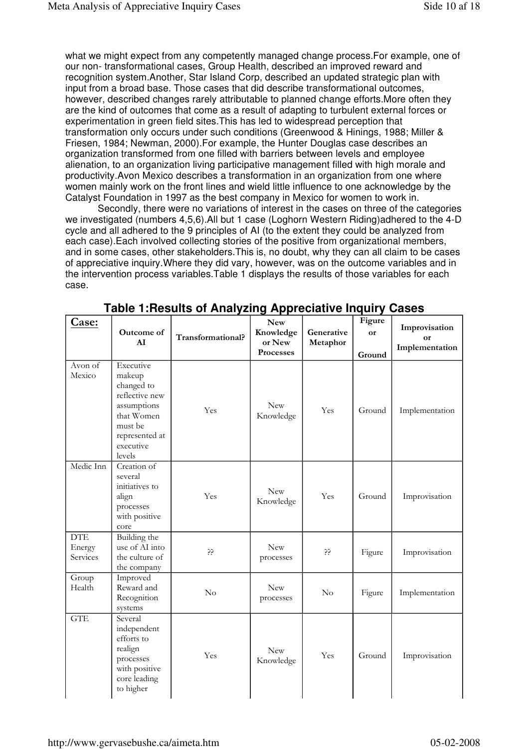what we might expect from any competently managed change process.For example, one of our non- transformational cases, Group Health, described an improved reward and recognition system.Another, Star Island Corp, described an updated strategic plan with input from a broad base. Those cases that did describe transformational outcomes, however, described changes rarely attributable to planned change efforts.More often they are the kind of outcomes that come as a result of adapting to turbulent external forces or experimentation in green field sites.This has led to widespread perception that transformation only occurs under such conditions (Greenwood & Hinings, 1988; Miller & Friesen, 1984; Newman, 2000).For example, the Hunter Douglas case describes an organization transformed from one filled with barriers between levels and employee alienation, to an organization living participative management filled with high morale and productivity.Avon Mexico describes a transformation in an organization from one where women mainly work on the front lines and wield little influence to one acknowledge by the Catalyst Foundation in 1997 as the best company in Mexico for women to work in.

Secondly, there were no variations of interest in the cases on three of the categories we investigated (numbers 4,5,6).All but 1 case (Loghorn Western Riding)adhered to the 4-D cycle and all adhered to the 9 principles of AI (to the extent they could be analyzed from each case).Each involved collecting stories of the positive from organizational members, and in some cases, other stakeholders.This is, no doubt, why they can all claim to be cases of appreciative inquiry.Where they did vary, however, was on the outcome variables and in the intervention process variables.Table 1 displays the results of those variables for each case.

**Table 1:Results of Analyzing Appreciative Inquiry Cases**

| Case: | Outcome of AI | Transformational? | New Knowledge or New Processes | Generative Metaphor | Figure or Ground | Improvisation or Implementation |
|---|---|---|---|---|---|---|
| Avon of Mexico | Executive makeup changed to reflective new assumptions that Women must be represented at executive levels | Yes | New Knowledge | Yes | Ground | Implementation |
| Medic Inn | Creation of several initiatives to align processes with positive core | Yes | New Knowledge | Yes | Ground | Improvisation |
| DTE Energy Services | Building the use of AI into the culture of the company | ?? | New processes | ?? | Figure | Improvisation |
| Group Health | Improved Reward and Recognition systems | No | New processes | No | Figure | Implementation |
| GTE | Several independent efforts to realign processes with positive core leading to higher | Yes | New Knowledge | Yes | Ground | Improvisation |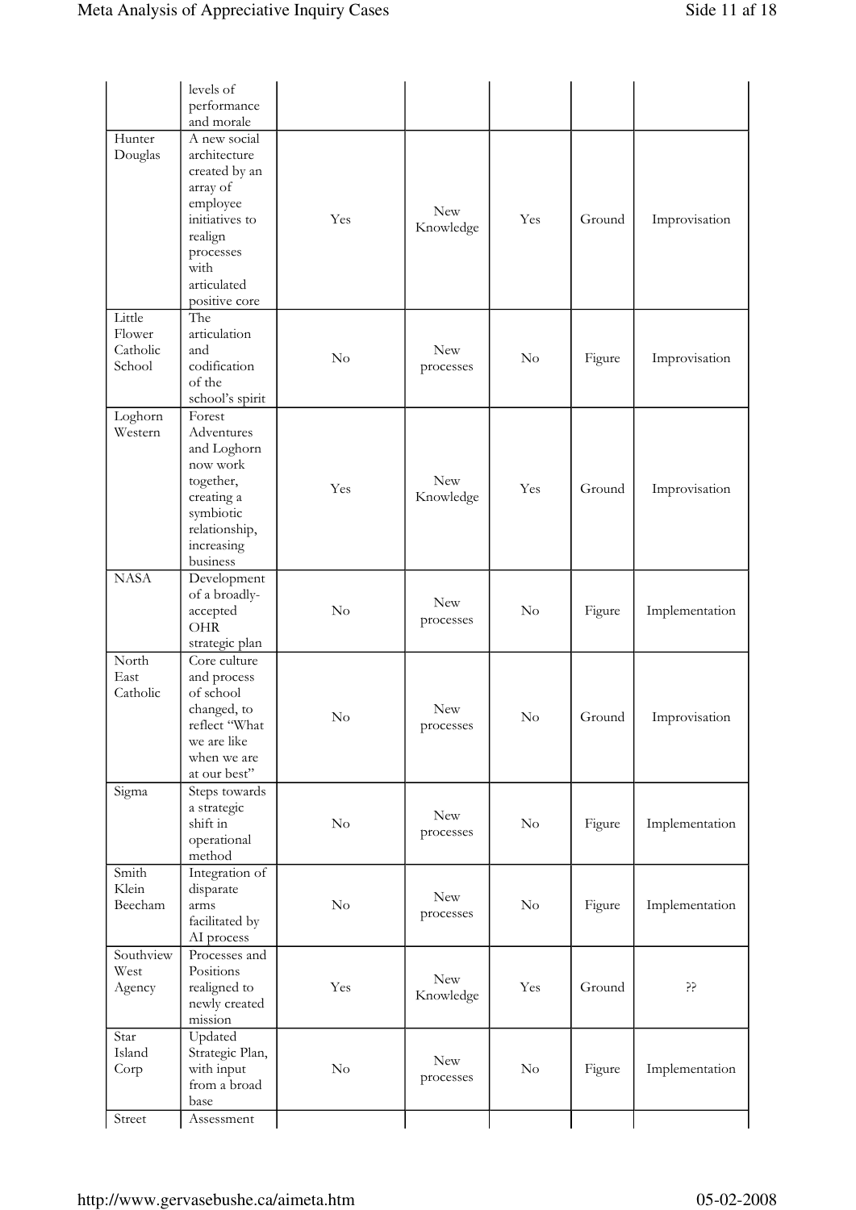| | | | | | | |
|---|---|---|---|---|---|---|
| | levels of performance and morale | | | | | |
| Hunter Douglas | A new social architecture created by an array of employee initiatives to realign processes with articulated positive core | Yes | New Knowledge | Yes | Ground | Improvisation |
| Little Flower Catholic School | The articulation and codification of the school's spirit | No | New processes | No | Figure | Improvisation |
| Loghorn Western | Forest Adventures and Loghorn now work together, creating a symbiotic relationship, increasing business | Yes | New Knowledge | Yes | Ground | Improvisation |
| NASA | Development of a broadly-accepted OHR strategic plan | No | New processes | No | Figure | Implementation |
| North East Catholic | Core culture and process of school changed, to reflect "What we are like when we are at our best" | No | New processes | No | Ground | Improvisation |
| Sigma | Steps towards a strategic shift in operational method | No | New processes | No | Figure | Implementation |
| Smith Klein Beecham | Integration of disparate arms facilitated by AI process | No | New processes | No | Figure | Implementation |
| Southview West Agency | Processes and Positions realigned to newly created mission | Yes | New Knowledge | Yes | Ground | ?? |
| Star Island Corp | Updated Strategic Plan, with input from a broad base | No | New processes | No | Figure | Implementation |
| Street | Assessment | | | | | |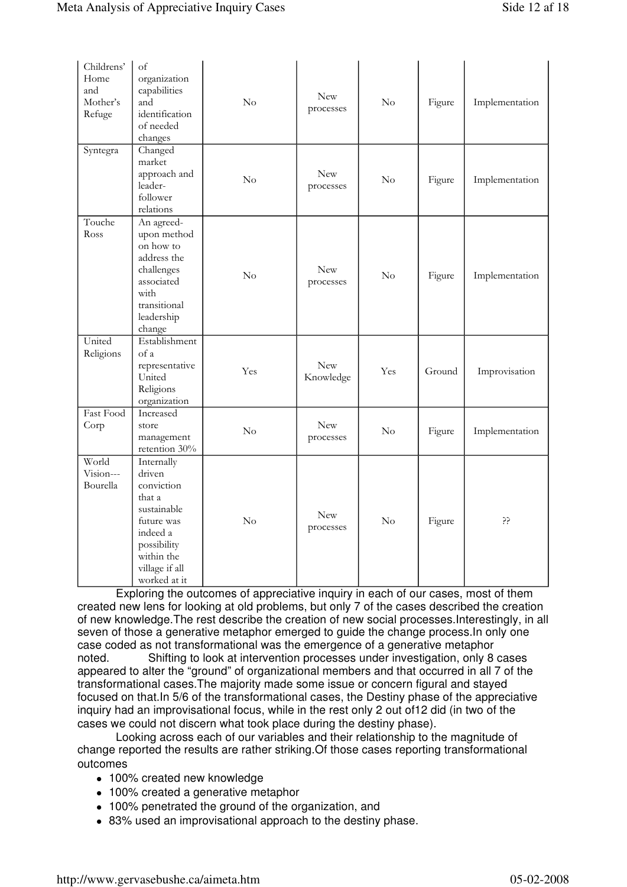| | | | | | | |
|---|---|---|---|---|---|---|
| Childrens' Home and Mother's Refuge | of organization capabilities and identification of needed changes | No | New processes | No | Figure | Implementation |
| Syntegra | Changed market approach and leader-follower relations | No | New processes | No | Figure | Implementation |
| Touche Ross | An agreed-upon method on how to address the challenges associated with transitional leadership change | No | New processes | No | Figure | Implementation |
| United Religions | Establishment of a representative United Religions organization | Yes | New Knowledge | Yes | Ground | Improvisation |
| Fast Food Corp | Increased store management retention 30% | No | New processes | No | Figure | Implementation |
| World Vision---Bourella | Internally driven conviction that a sustainable future was indeed a possibility within the village if all worked at it | No | New processes | No | Figure | ?? |

Exploring the outcomes of appreciative inquiry in each of our cases, most of them created new lens for looking at old problems, but only 7 of the cases described the creation of new knowledge.The rest describe the creation of new social processes.Interestingly, in all seven of those a generative metaphor emerged to guide the change process.In only one case coded as not transformational was the emergence of a generative metaphor noted. Shifting to look at intervention processes under investigation, only 8 cases appeared to alter the "ground" of organizational members and that occurred in all 7 of the transformational cases.The majority made some issue or concern figural and stayed focused on that.In 5/6 of the transformational cases, the Destiny phase of the appreciative inquiry had an improvisational focus, while in the rest only 2 out of12 did (in two of the cases we could not discern what took place during the destiny phase).

Looking across each of our variables and their relationship to the magnitude of change reported the results are rather striking.Of those cases reporting transformational outcomes

- 100% created new knowledge
- 100% created a generative metaphor
- 100% penetrated the ground of the organization, and
- 83% used an improvisational approach to the destiny phase.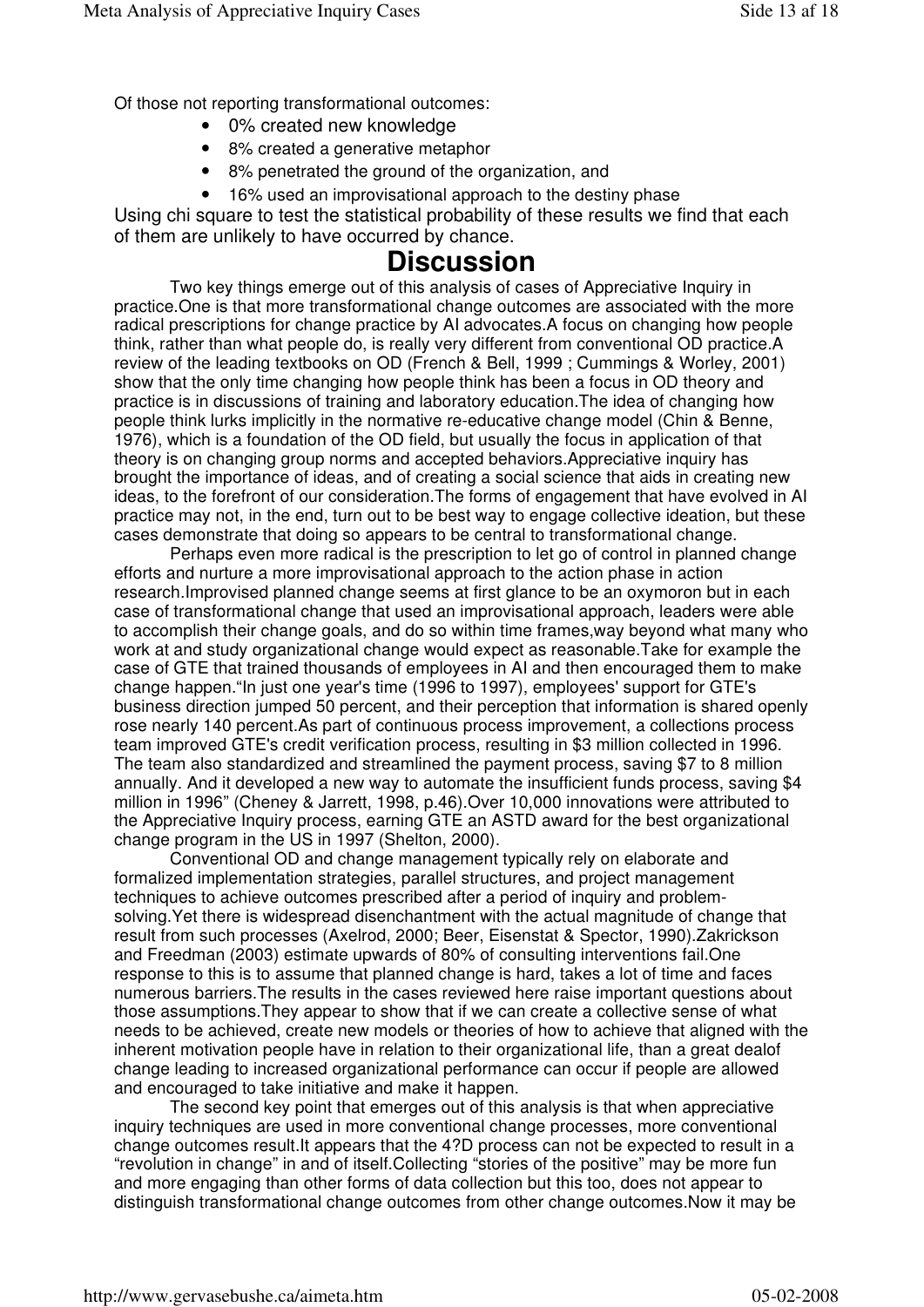Of those not reporting transformational outcomes:

- 0% created new knowledge
- 8% created a generative metaphor
- 8% penetrated the ground of the organization, and
- 16% used an improvisational approach to the destiny phase

Using chi square to test the statistical probability of these results we find that each of them are unlikely to have occurred by chance.

# Discussion

Two key things emerge out of this analysis of cases of Appreciative Inquiry in practice.One is that more transformational change outcomes are associated with the more radical prescriptions for change practice by AI advocates.A focus on changing how people think, rather than what people do, is really very different from conventional OD practice.A review of the leading textbooks on OD (French & Bell, 1999 ; Cummings & Worley, 2001) show that the only time changing how people think has been a focus in OD theory and practice is in discussions of training and laboratory education.The idea of changing how people think lurks implicitly in the normative re-educative change model (Chin & Benne, 1976), which is a foundation of the OD field, but usually the focus in application of that theory is on changing group norms and accepted behaviors.Appreciative inquiry has brought the importance of ideas, and of creating a social science that aids in creating new ideas, to the forefront of our consideration.The forms of engagement that have evolved in AI practice may not, in the end, turn out to be best way to engage collective ideation, but these cases demonstrate that doing so appears to be central to transformational change.

Perhaps even more radical is the prescription to let go of control in planned change efforts and nurture a more improvisational approach to the action phase in action research.Improvised planned change seems at first glance to be an oxymoron but in each case of transformational change that used an improvisational approach, leaders were able to accomplish their change goals, and do so within time frames,way beyond what many who work at and study organizational change would expect as reasonable.Take for example the case of GTE that trained thousands of employees in AI and then encouraged them to make change happen."In just one year's time (1996 to 1997), employees' support for GTE's business direction jumped 50 percent, and their perception that information is shared openly rose nearly 140 percent.As part of continuous process improvement, a collections process team improved GTE's credit verification process, resulting in $3 million collected in 1996. The team also standardized and streamlined the payment process, saving $7 to 8 million annually. And it developed a new way to automate the insufficient funds process, saving $4 million in 1996" (Cheney & Jarrett, 1998, p.46).Over 10,000 innovations were attributed to the Appreciative Inquiry process, earning GTE an ASTD award for the best organizational change program in the US in 1997 (Shelton, 2000).

Conventional OD and change management typically rely on elaborate and formalized implementation strategies, parallel structures, and project management techniques to achieve outcomes prescribed after a period of inquiry and problem-solving.Yet there is widespread disenchantment with the actual magnitude of change that result from such processes (Axelrod, 2000; Beer, Eisenstat & Spector, 1990).Zakrickson and Freedman (2003) estimate upwards of 80% of consulting interventions fail.One response to this is to assume that planned change is hard, takes a lot of time and faces numerous barriers.The results in the cases reviewed here raise important questions about those assumptions.They appear to show that if we can create a collective sense of what needs to be achieved, create new models or theories of how to achieve that aligned with the inherent motivation people have in relation to their organizational life, than a great dealof change leading to increased organizational performance can occur if people are allowed and encouraged to take initiative and make it happen.

The second key point that emerges out of this analysis is that when appreciative inquiry techniques are used in more conventional change processes, more conventional change outcomes result.It appears that the 4?D process can not be expected to result in a "revolution in change" in and of itself.Collecting "stories of the positive" may be more fun and more engaging than other forms of data collection but this too, does not appear to distinguish transformational change outcomes from other change outcomes.Now it may be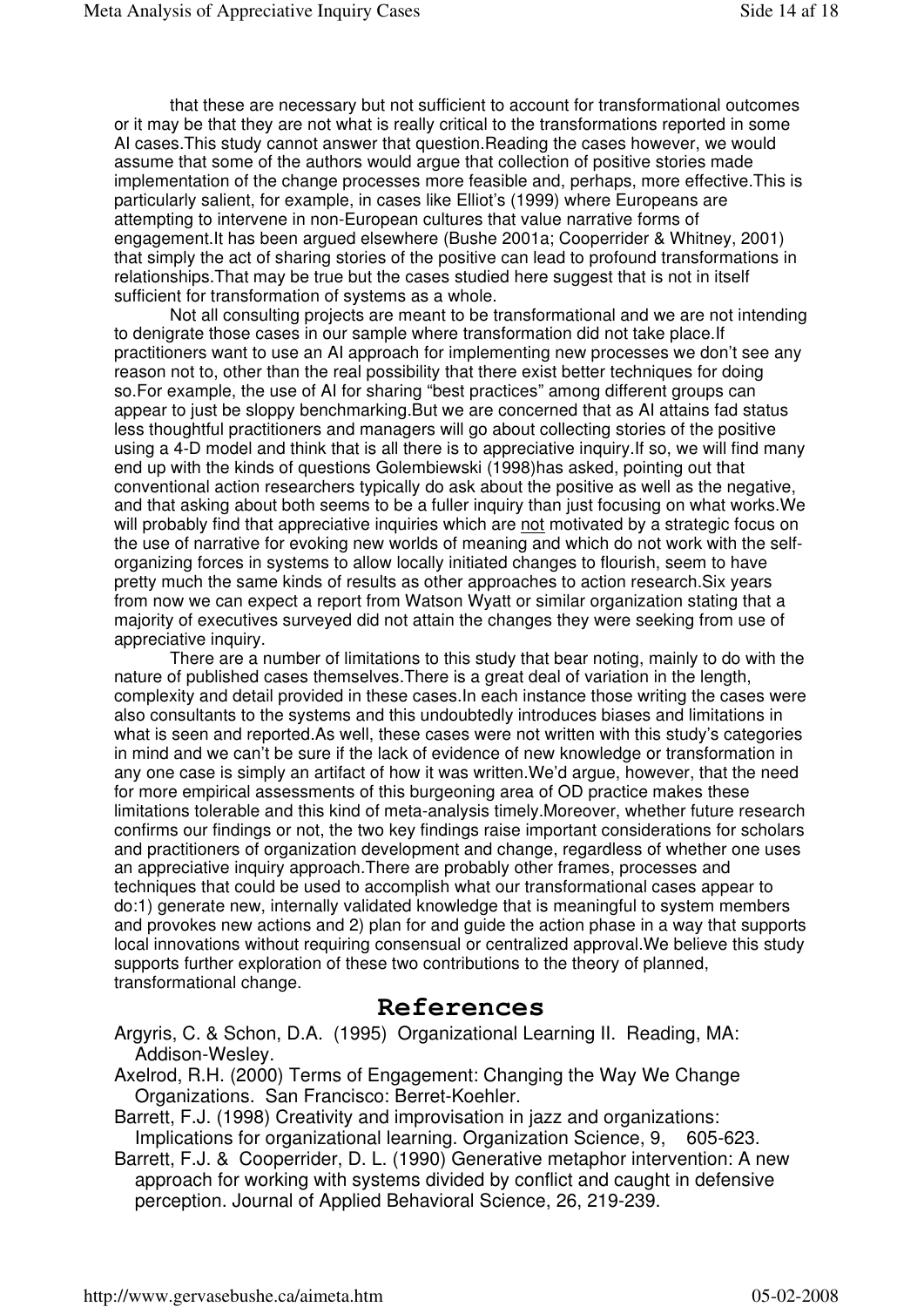that these are necessary but not sufficient to account for transformational outcomes or it may be that they are not what is really critical to the transformations reported in some AI cases.This study cannot answer that question.Reading the cases however, we would assume that some of the authors would argue that collection of positive stories made implementation of the change processes more feasible and, perhaps, more effective.This is particularly salient, for example, in cases like Elliot's (1999) where Europeans are attempting to intervene in non-European cultures that value narrative forms of engagement.It has been argued elsewhere (Bushe 2001a; Cooperrider & Whitney, 2001) that simply the act of sharing stories of the positive can lead to profound transformations in relationships.That may be true but the cases studied here suggest that is not in itself sufficient for transformation of systems as a whole.

Not all consulting projects are meant to be transformational and we are not intending to denigrate those cases in our sample where transformation did not take place.If practitioners want to use an AI approach for implementing new processes we don't see any reason not to, other than the real possibility that there exist better techniques for doing so.For example, the use of AI for sharing "best practices" among different groups can appear to just be sloppy benchmarking.But we are concerned that as AI attains fad status less thoughtful practitioners and managers will go about collecting stories of the positive using a 4-D model and think that is all there is to appreciative inquiry.If so, we will find many end up with the kinds of questions Golembiewski (1998)has asked, pointing out that conventional action researchers typically do ask about the positive as well as the negative, and that asking about both seems to be a fuller inquiry than just focusing on what works.We will probably find that appreciative inquiries which are <u>not</u> motivated by a strategic focus on the use of narrative for evoking new worlds of meaning and which do not work with the self-organizing forces in systems to allow locally initiated changes to flourish, seem to have pretty much the same kinds of results as other approaches to action research.Six years from now we can expect a report from Watson Wyatt or similar organization stating that a majority of executives surveyed did not attain the changes they were seeking from use of appreciative inquiry.

There are a number of limitations to this study that bear noting, mainly to do with the nature of published cases themselves.There is a great deal of variation in the length, complexity and detail provided in these cases.In each instance those writing the cases were also consultants to the systems and this undoubtedly introduces biases and limitations in what is seen and reported.As well, these cases were not written with this study's categories in mind and we can't be sure if the lack of evidence of new knowledge or transformation in any one case is simply an artifact of how it was written.We'd argue, however, that the need for more empirical assessments of this burgeoning area of OD practice makes these limitations tolerable and this kind of meta-analysis timely.Moreover, whether future research confirms our findings or not, the two key findings raise important considerations for scholars and practitioners of organization development and change, regardless of whether one uses an appreciative inquiry approach.There are probably other frames, processes and techniques that could be used to accomplish what our transformational cases appear to do:1) generate new, internally validated knowledge that is meaningful to system members and provokes new actions and 2) plan for and guide the action phase in a way that supports local innovations without requiring consensual or centralized approval.We believe this study supports further exploration of these two contributions to the theory of planned, transformational change.

## References

Argyris, C. & Schon, D.A. (1995) Organizational Learning II. Reading, MA: Addison-Wesley.

Axelrod, R.H. (2000) Terms of Engagement: Changing the Way We Change Organizations. San Francisco: Berret-Koehler.

Barrett, F.J. (1998) Creativity and improvisation in jazz and organizations: Implications for organizational learning. Organization Science, 9, 605-623.

Barrett, F.J. & Cooperrider, D. L. (1990) Generative metaphor intervention: A new approach for working with systems divided by conflict and caught in defensive perception. Journal of Applied Behavioral Science, 26, 219-239.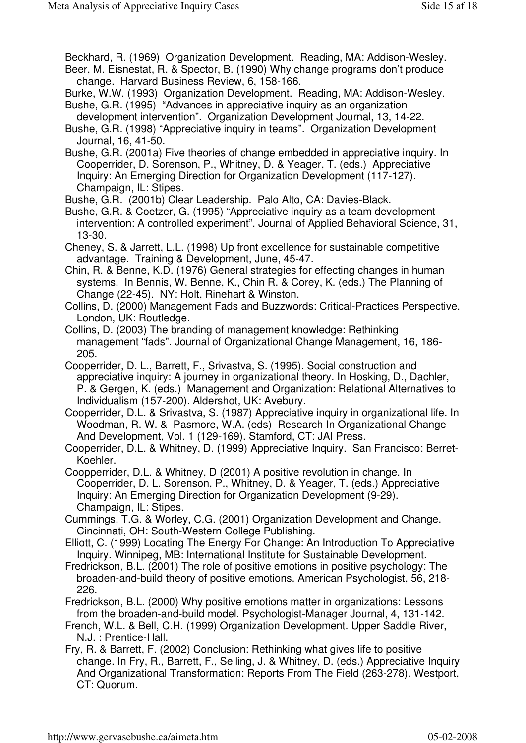Beckhard, R. (1969) Organization Development. Reading, MA: Addison-Wesley.

Beer, M. Eisnestat, R. & Spector, B. (1990) Why change programs don't produce change. Harvard Business Review, 6, 158-166.

Burke, W.W. (1993) Organization Development. Reading, MA: Addison-Wesley.

Bushe, G.R. (1995) "Advances in appreciative inquiry as an organization development intervention". Organization Development Journal, 13, 14-22.

Bushe, G.R. (1998) "Appreciative inquiry in teams". Organization Development Journal, 16, 41-50.

Bushe, G.R. (2001a) Five theories of change embedded in appreciative inquiry. In Cooperrider, D. Sorenson, P., Whitney, D. & Yeager, T. (eds.) Appreciative Inquiry: An Emerging Direction for Organization Development (117-127). Champaign, IL: Stipes.

Bushe, G.R. (2001b) Clear Leadership. Palo Alto, CA: Davies-Black.

Bushe, G.R. & Coetzer, G. (1995) "Appreciative inquiry as a team development intervention: A controlled experiment". Journal of Applied Behavioral Science, 31, 13-30.

Cheney, S. & Jarrett, L.L. (1998) Up front excellence for sustainable competitive advantage. Training & Development, June, 45-47.

Chin, R. & Benne, K.D. (1976) General strategies for effecting changes in human systems. In Bennis, W. Benne, K., Chin R. & Corey, K. (eds.) The Planning of Change (22-45). NY: Holt, Rinehart & Winston.

Collins, D. (2000) Management Fads and Buzzwords: Critical-Practices Perspective. London, UK: Routledge.

Collins, D. (2003) The branding of management knowledge: Rethinking management "fads". Journal of Organizational Change Management, 16, 186-205.

Cooperrider, D. L., Barrett, F., Srivastva, S. (1995). Social construction and appreciative inquiry: A journey in organizational theory. In Hosking, D., Dachler, P. & Gergen, K. (eds.) Management and Organization: Relational Alternatives to Individualism (157-200). Aldershot, UK: Avebury.

Cooperrider, D.L. & Srivastva, S. (1987) Appreciative inquiry in organizational life. In Woodman, R. W. & Pasmore, W.A. (eds) Research In Organizational Change And Development, Vol. 1 (129-169). Stamford, CT: JAI Press.

Cooperrider, D.L. & Whitney, D. (1999) Appreciative Inquiry. San Francisco: Berret-Koehler.

Coopperrider, D.L. & Whitney, D (2001) A positive revolution in change. In Cooperrider, D. L. Sorenson, P., Whitney, D. & Yeager, T. (eds.) Appreciative Inquiry: An Emerging Direction for Organization Development (9-29). Champaign, IL: Stipes.

Cummings, T.G. & Worley, C.G. (2001) Organization Development and Change. Cincinnati, OH: South-Western College Publishing.

Elliott, C. (1999) Locating The Energy For Change: An Introduction To Appreciative Inquiry. Winnipeg, MB: International Institute for Sustainable Development.

Fredrickson, B.L. (2001) The role of positive emotions in positive psychology: The broaden-and-build theory of positive emotions. American Psychologist, 56, 218-226.

Fredrickson, B.L. (2000) Why positive emotions matter in organizations: Lessons from the broaden-and-build model. Psychologist-Manager Journal, 4, 131-142.

French, W.L. & Bell, C.H. (1999) Organization Development. Upper Saddle River, N.J. : Prentice-Hall.

Fry, R. & Barrett, F. (2002) Conclusion: Rethinking what gives life to positive change. In Fry, R., Barrett, F., Seiling, J. & Whitney, D. (eds.) Appreciative Inquiry And Organizational Transformation: Reports From The Field (263-278). Westport, CT: Quorum.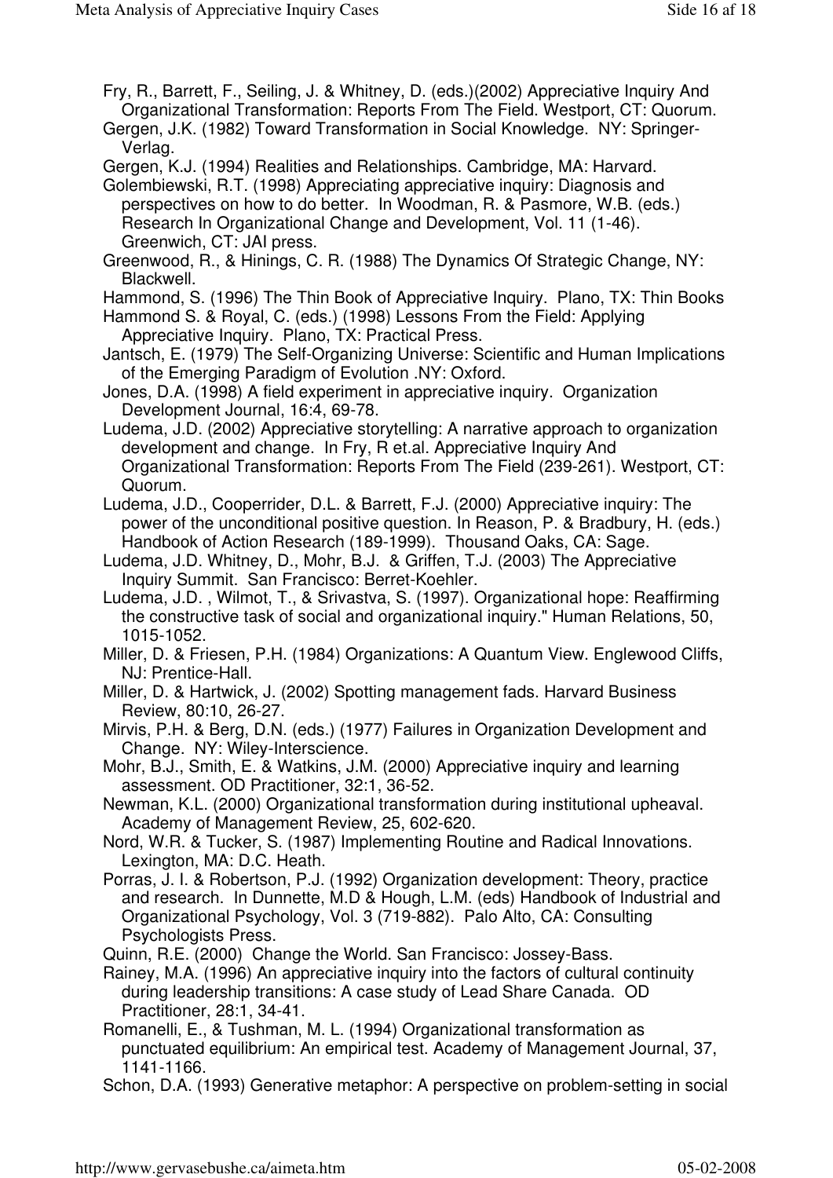Fry, R., Barrett, F., Seiling, J. & Whitney, D. (eds.)(2002) Appreciative Inquiry And Organizational Transformation: Reports From The Field. Westport, CT: Quorum.

Gergen, J.K. (1982) Toward Transformation in Social Knowledge. NY: Springer-Verlag.

Gergen, K.J. (1994) Realities and Relationships. Cambridge, MA: Harvard.

Golembiewski, R.T. (1998) Appreciating appreciative inquiry: Diagnosis and perspectives on how to do better. In Woodman, R. & Pasmore, W.B. (eds.) Research In Organizational Change and Development, Vol. 11 (1-46). Greenwich, CT: JAI press.

Greenwood, R., & Hinings, C. R. (1988) The Dynamics Of Strategic Change, NY: Blackwell.

Hammond, S. (1996) The Thin Book of Appreciative Inquiry. Plano, TX: Thin Books

Hammond S. & Royal, C. (eds.) (1998) Lessons From the Field: Applying Appreciative Inquiry. Plano, TX: Practical Press.

Jantsch, E. (1979) The Self-Organizing Universe: Scientific and Human Implications of the Emerging Paradigm of Evolution .NY: Oxford.

Jones, D.A. (1998) A field experiment in appreciative inquiry. Organization Development Journal, 16:4, 69-78.

Ludema, J.D. (2002) Appreciative storytelling: A narrative approach to organization development and change. In Fry, R et.al. Appreciative Inquiry And Organizational Transformation: Reports From The Field (239-261). Westport, CT: Quorum.

Ludema, J.D., Cooperrider, D.L. & Barrett, F.J. (2000) Appreciative inquiry: The power of the unconditional positive question. In Reason, P. & Bradbury, H. (eds.) Handbook of Action Research (189-1999). Thousand Oaks, CA: Sage.

Ludema, J.D. Whitney, D., Mohr, B.J. & Griffen, T.J. (2003) The Appreciative Inquiry Summit. San Francisco: Berret-Koehler.

Ludema, J.D. , Wilmot, T., & Srivastva, S. (1997). Organizational hope: Reaffirming the constructive task of social and organizational inquiry." Human Relations, 50, 1015-1052.

Miller, D. & Friesen, P.H. (1984) Organizations: A Quantum View. Englewood Cliffs, NJ: Prentice-Hall.

Miller, D. & Hartwick, J. (2002) Spotting management fads. Harvard Business Review, 80:10, 26-27.

Mirvis, P.H. & Berg, D.N. (eds.) (1977) Failures in Organization Development and Change. NY: Wiley-Interscience.

Mohr, B.J., Smith, E. & Watkins, J.M. (2000) Appreciative inquiry and learning assessment. OD Practitioner, 32:1, 36-52.

Newman, K.L. (2000) Organizational transformation during institutional upheaval. Academy of Management Review, 25, 602-620.

Nord, W.R. & Tucker, S. (1987) Implementing Routine and Radical Innovations. Lexington, MA: D.C. Heath.

Porras, J. I. & Robertson, P.J. (1992) Organization development: Theory, practice and research. In Dunnette, M.D & Hough, L.M. (eds) Handbook of Industrial and Organizational Psychology, Vol. 3 (719-882). Palo Alto, CA: Consulting Psychologists Press.

Quinn, R.E. (2000) Change the World. San Francisco: Jossey-Bass.

Rainey, M.A. (1996) An appreciative inquiry into the factors of cultural continuity during leadership transitions: A case study of Lead Share Canada. OD Practitioner, 28:1, 34-41.

Romanelli, E., & Tushman, M. L. (1994) Organizational transformation as punctuated equilibrium: An empirical test. Academy of Management Journal, 37, 1141-1166.

Schon, D.A. (1993) Generative metaphor: A perspective on problem-setting in social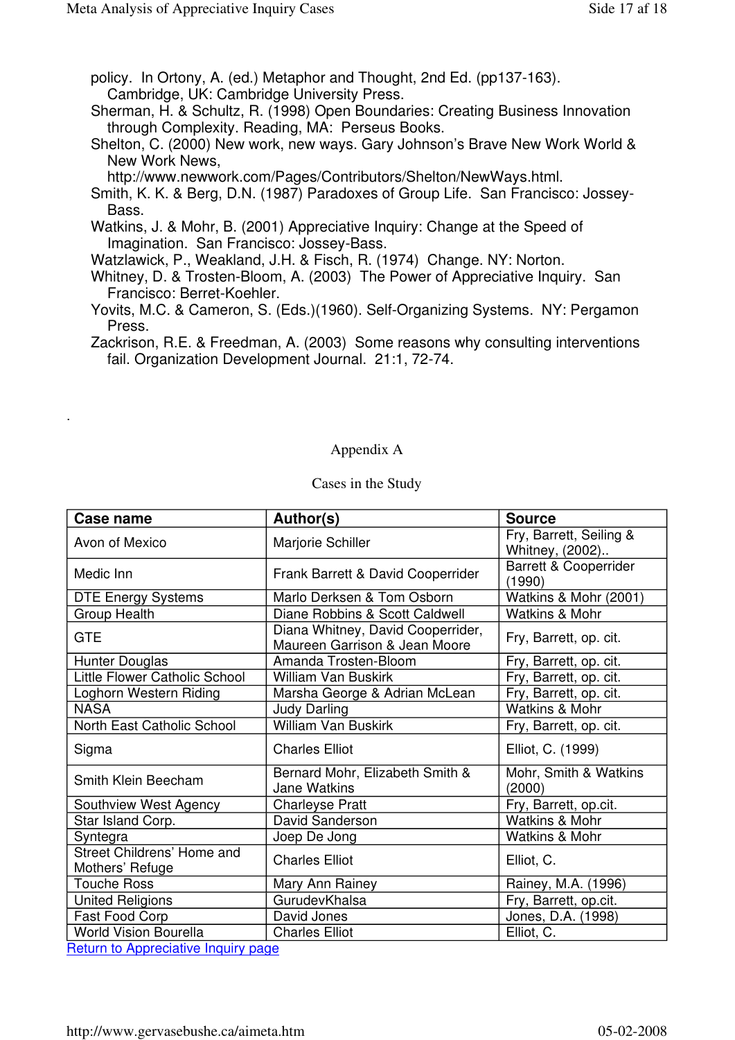policy. In Ortony, A. (ed.) Metaphor and Thought, 2nd Ed. (pp137-163). Cambridge, UK: Cambridge University Press.

Sherman, H. & Schultz, R. (1998) Open Boundaries: Creating Business Innovation through Complexity. Reading, MA: Perseus Books.

Shelton, C. (2000) New work, new ways. Gary Johnson's Brave New Work World & New Work News, http://www.newwork.com/Pages/Contributors/Shelton/NewWays.html.

Smith, K. K. & Berg, D.N. (1987) Paradoxes of Group Life. San Francisco: Jossey-Bass.

Watkins, J. & Mohr, B. (2001) Appreciative Inquiry: Change at the Speed of Imagination. San Francisco: Jossey-Bass.

Watzlawick, P., Weakland, J.H. & Fisch, R. (1974) Change. NY: Norton.

Whitney, D. & Trosten-Bloom, A. (2003) The Power of Appreciative Inquiry. San Francisco: Berret-Koehler.

Yovits, M.C. & Cameron, S. (Eds.)(1960). Self-Organizing Systems. NY: Pergamon Press.

Zackrison, R.E. & Freedman, A. (2003) Some reasons why consulting interventions fail. Organization Development Journal. 21:1, 72-74.

.

## Appendix A

Cases in the Study

| Case name | Author(s) | Source |
|---|---|---|
| Avon of Mexico | Marjorie Schiller | Fry, Barrett, Seiling & Whitney, (2002).. |
| Medic Inn | Frank Barrett & David Cooperrider | Barrett & Cooperrider (1990) |
| DTE Energy Systems | Marlo Derksen & Tom Osborn | Watkins & Mohr (2001) |
| Group Health | Diane Robbins & Scott Caldwell | Watkins & Mohr |
| GTE | Diana Whitney, David Cooperrider, Maureen Garrison & Jean Moore | Fry, Barrett, op. cit. |
| Hunter Douglas | Amanda Trosten-Bloom | Fry, Barrett, op. cit. |
| Little Flower Catholic School | William Van Buskirk | Fry, Barrett, op. cit. |
| Loghorn Western Riding | Marsha George & Adrian McLean | Fry, Barrett, op. cit. |
| NASA | Judy Darling | Watkins & Mohr |
| North East Catholic School | William Van Buskirk | Fry, Barrett, op. cit. |
| Sigma | Charles Elliot | Elliot, C. (1999) |
| Smith Klein Beecham | Bernard Mohr, Elizabeth Smith & Jane Watkins | Mohr, Smith & Watkins (2000) |
| Southview West Agency | Charleyse Pratt | Fry, Barrett, op.cit. |
| Star Island Corp. | David Sanderson | Watkins & Mohr |
| Syntegra | Joep De Jong | Watkins & Mohr |
| Street Childrens' Home and Mothers' Refuge | Charles Elliot | Elliot, C. |
| Touche Ross | Mary Ann Rainey | Rainey, M.A. (1996) |
| United Religions | GurudevKhalsa | Fry, Barrett, op.cit. |
| Fast Food Corp | David Jones | Jones, D.A. (1998) |
| World Vision Bourella | Charles Elliot | Elliot, C. |

Return to Appreciative Inquiry page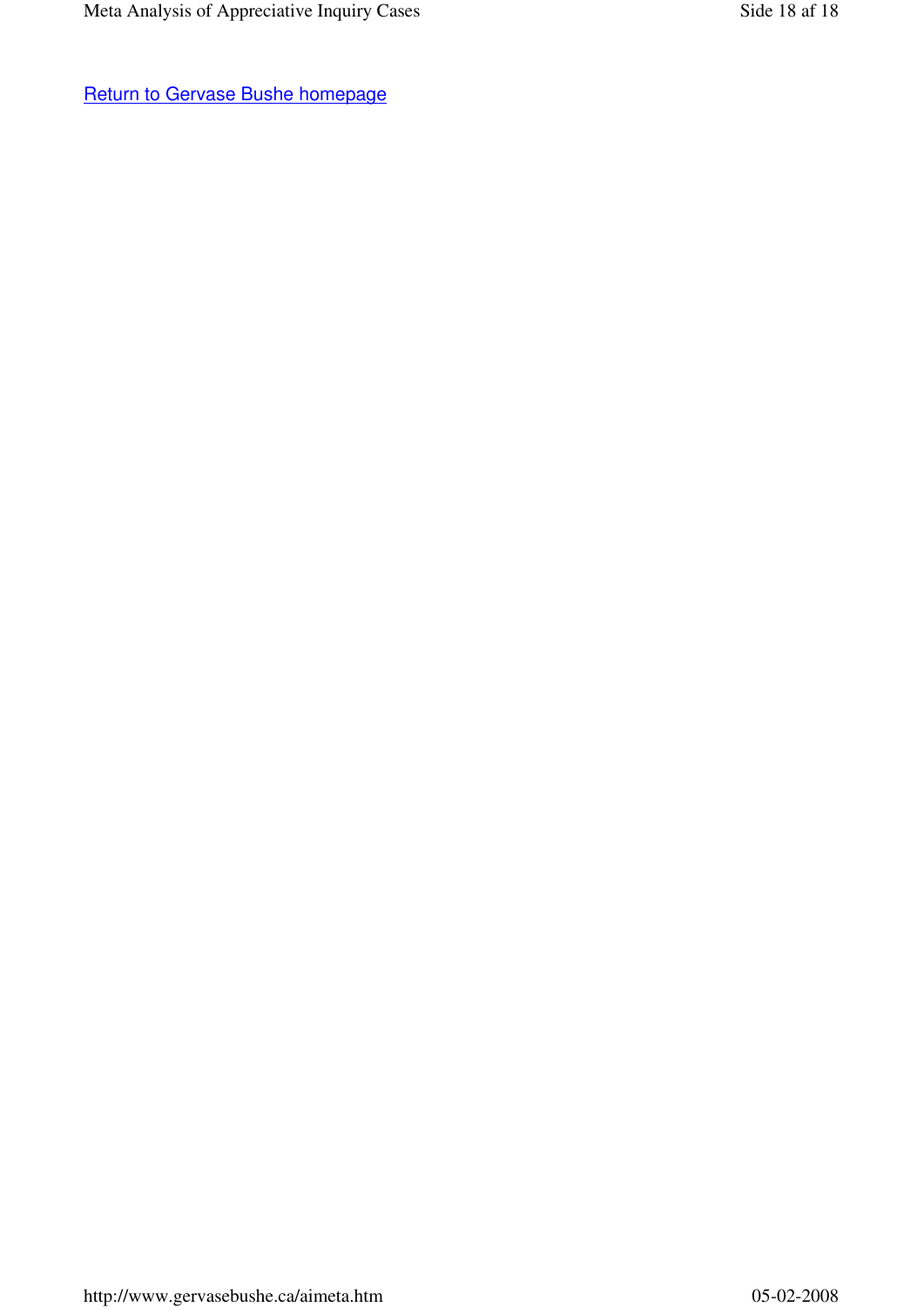[Return to Gervase Bushe homepage](http://www.gervasebushe.ca)